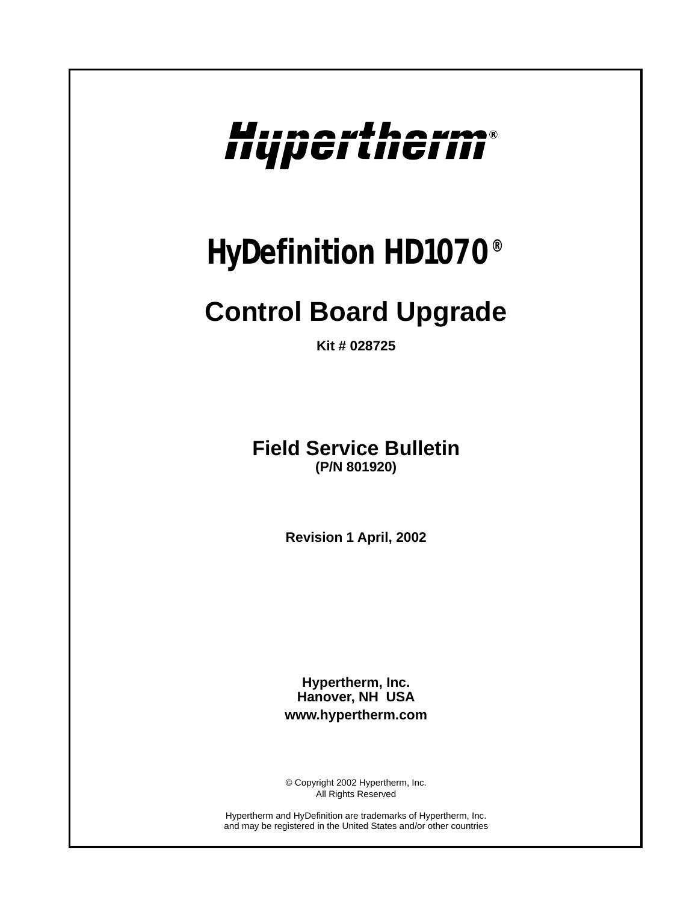# Hypertherm®

# HyDefinition HD1070®

## Control Board Upgrade

**Kit # 028725**

## Field Service Bulletin

**(P/N 801920)**

**Revision 1 April, 2002**

**Hypertherm, Inc.**
**Hanover, NH USA**
**www.hypertherm.com**

© Copyright 2002 Hypertherm, Inc.
All Rights Reserved

Hypertherm and HyDefinition are trademarks of Hypertherm, Inc.
and may be registered in the United States and/or other countries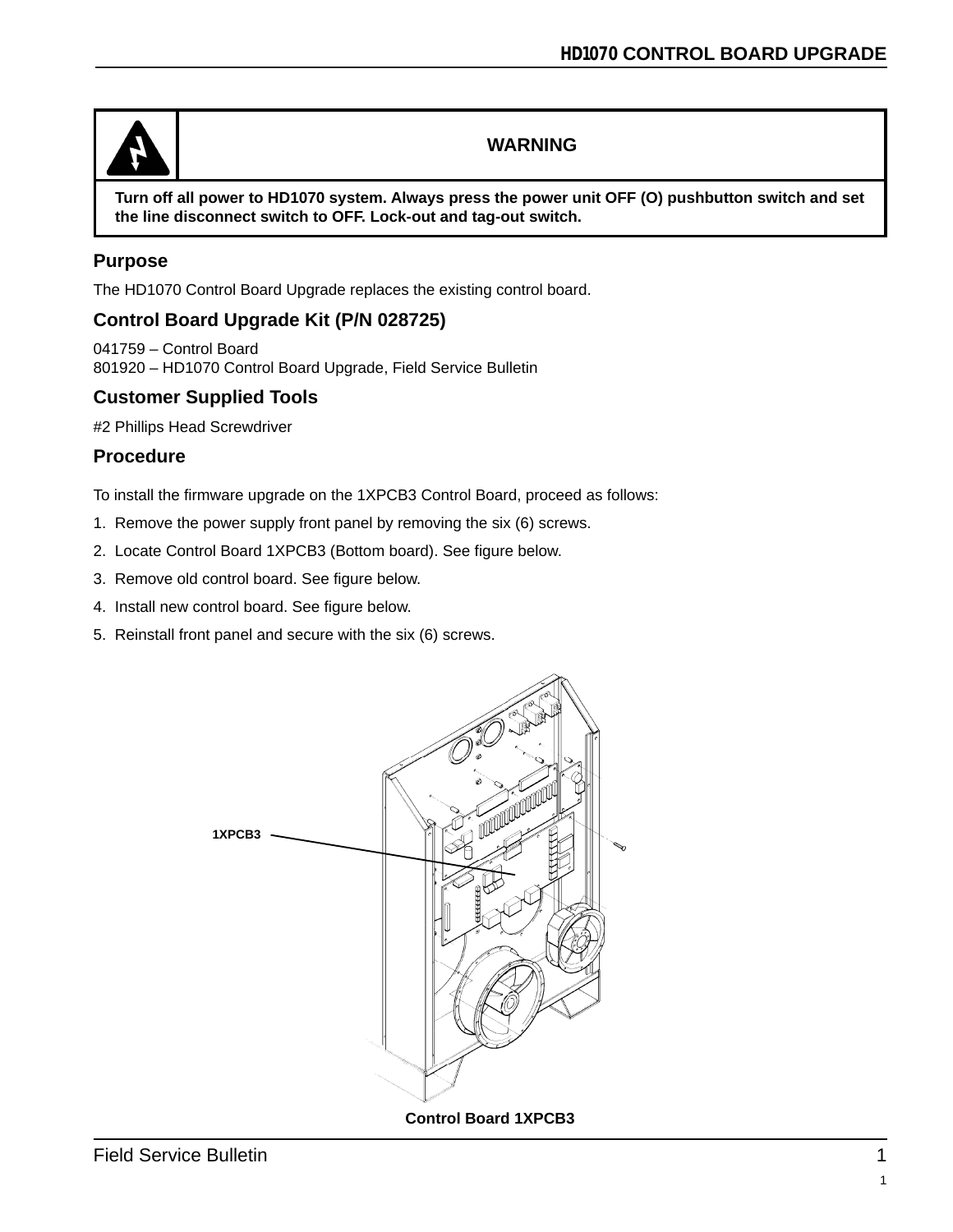| | WARNING |
| --- | --- |
| Turn off all power to HD1070 system. Always press the power unit OFF (O) pushbutton switch and set the line disconnect switch to OFF. Lock-out and tag-out switch. | |

## Purpose

The HD1070 Control Board Upgrade replaces the existing control board.

## Control Board Upgrade Kit (P/N 028725)

041759 – Control Board
801920 – HD1070 Control Board Upgrade, Field Service Bulletin

## Customer Supplied Tools

#2 Phillips Head Screwdriver

## Procedure

To install the firmware upgrade on the 1XPCB3 Control Board, proceed as follows:

1. Remove the power supply front panel by removing the six (6) screws.
2. Locate Control Board 1XPCB3 (Bottom board). See figure below.
3. Remove old control board. See figure below.
4. Install new control board. See figure below.
5. Reinstall front panel and secure with the six (6) screws.

1XPCB3

**Control Board 1XPCB3**